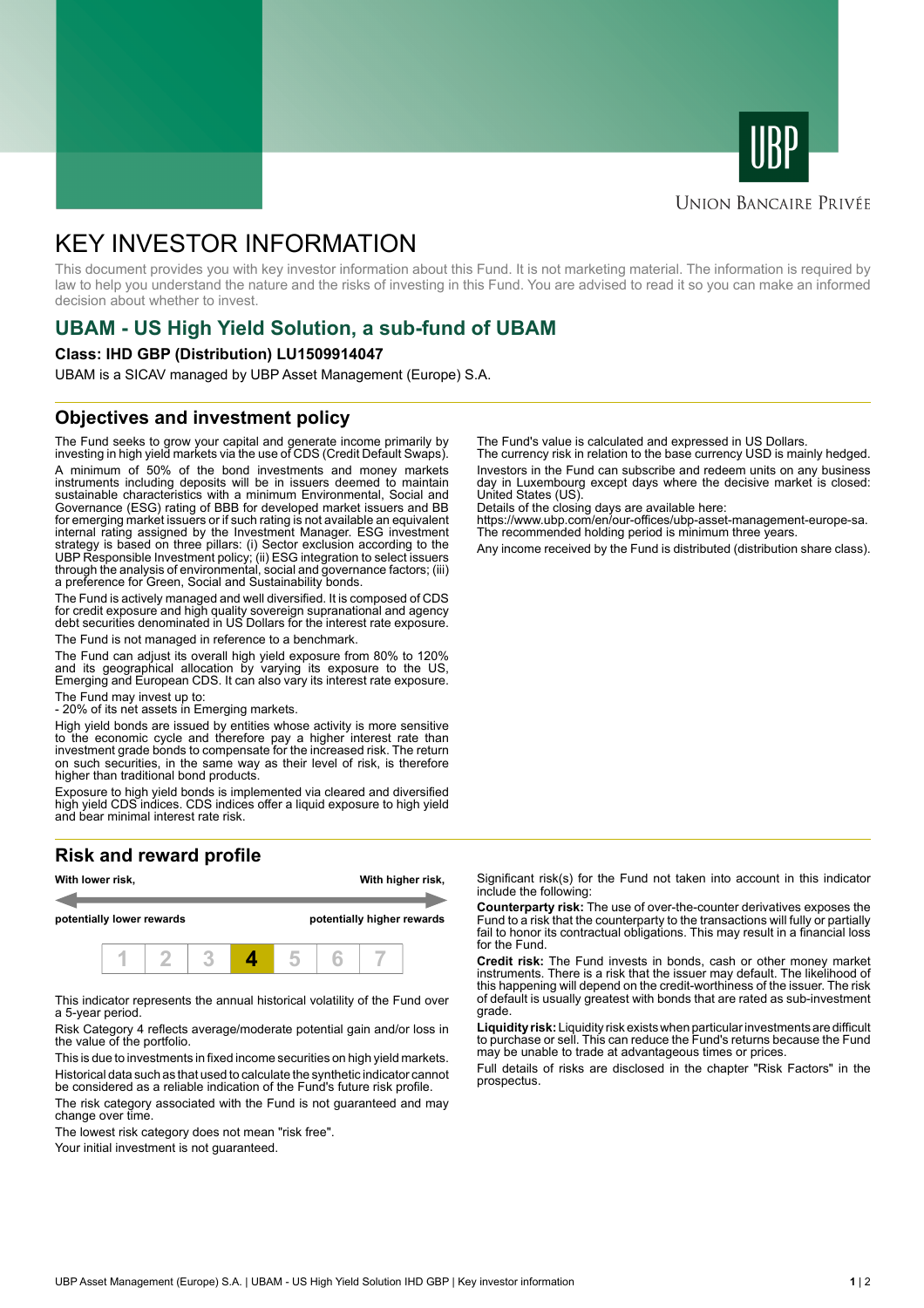UNION BANCAIRE PRIVÉE

# KEY INVESTOR INFORMATION

This document provides you with key investor information about this Fund. It is not marketing material. The information is required by law to help you understand the nature and the risks of investing in this Fund. You are advised to read it so you can make an informed decision about whether to invest.

## UBAM - US High Yield Solution, a sub-fund of UBAM

**Class: IHD GBP (Distribution) LU1509914047**

UBAM is a SICAV managed by UBP Asset Management (Europe) S.A.

## Objectives and investment policy

The Fund seeks to grow your capital and generate income primarily by investing in high yield markets via the use of CDS (Credit Default Swaps).

A minimum of 50% of the bond investments and money markets instruments including deposits will be in issuers deemed to maintain sustainable characteristics with a minimum Environmental, Social and Governance (ESG) rating of BBB for developed market issuers and BB for emerging market issuers or if such rating is not available an equivalent internal rating assigned by the Investment Manager. ESG investment strategy is based on three pillars: (i) Sector exclusion according to the UBP Responsible Investment policy; (ii) ESG integration to select issuers through the analysis of environmental, social and governance factors; (iii) a preference for Green, Social and Sustainability bonds.

The Fund is actively managed and well diversified. It is composed of CDS for credit exposure and high quality sovereign supranational and agency debt securities denominated in US Dollars for the interest rate exposure.

The Fund is not managed in reference to a benchmark.

The Fund can adjust its overall high yield exposure from 80% to 120% and its geographical allocation by varying its exposure to the US, Emerging and European CDS. It can also vary its interest rate exposure.

The Fund may invest up to:
- 20% of its net assets in Emerging markets.

High yield bonds are issued by entities whose activity is more sensitive to the economic cycle and therefore pay a higher interest rate than investment grade bonds to compensate for the increased risk. The return on such securities, in the same way as their level of risk, is therefore higher than traditional bond products.

Exposure to high yield bonds is implemented via cleared and diversified high yield CDS indices. CDS indices offer a liquid exposure to high yield and bear minimal interest rate risk.

The Fund's value is calculated and expressed in US Dollars.
The currency risk in relation to the base currency USD is mainly hedged.

Investors in the Fund can subscribe and redeem units on any business day in Luxembourg except days where the decisive market is closed: United States (US).
Details of the closing days are available here:
https://www.ubp.com/en/our-offices/ubp-asset-management-europe-sa.
The recommended holding period is minimum three years.

Any income received by the Fund is distributed (distribution share class).

## Risk and reward profile

| With lower risk, potentially lower rewards | | | | | | With higher risk, potentially higher rewards |
|---|---|---|---|---|---|---|
| 1 | 2 | 3 | **4** | 5 | 6 | 7 |

This indicator represents the annual historical volatility of the Fund over a 5-year period.

Risk Category 4 reflects average/moderate potential gain and/or loss in the value of the portfolio.

This is due to investments in fixed income securities on high yield markets.

Historical data such as that used to calculate the synthetic indicator cannot be considered as a reliable indication of the Fund's future risk profile.

The risk category associated with the Fund is not guaranteed and may change over time.

The lowest risk category does not mean "risk free".

Your initial investment is not guaranteed.

Significant risk(s) for the Fund not taken into account in this indicator include the following:

**Counterparty risk:** The use of over-the-counter derivatives exposes the Fund to a risk that the counterparty to the transactions will fully or partially fail to honor its contractual obligations. This may result in a financial loss for the Fund.

**Credit risk:** The Fund invests in bonds, cash or other money market instruments. There is a risk that the issuer may default. The likelihood of this happening will depend on the credit-worthiness of the issuer. The risk of default is usually greatest with bonds that are rated as sub-investment grade.

**Liquidity risk:** Liquidity risk exists when particular investments are difficult to purchase or sell. This can reduce the Fund's returns because the Fund may be unable to trade at advantageous times or prices.

Full details of risks are disclosed in the chapter "Risk Factors" in the prospectus.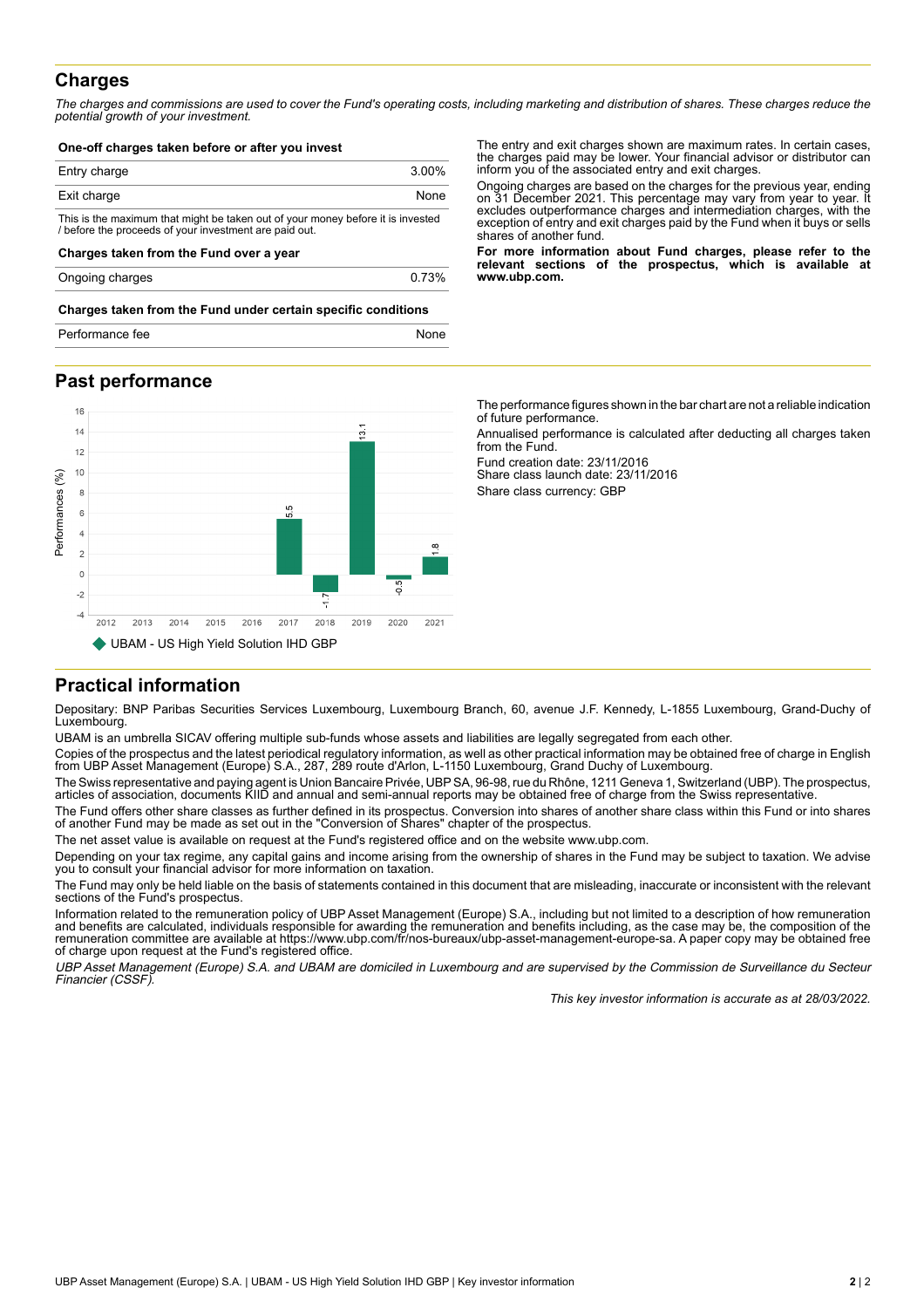## Charges

*The charges and commissions are used to cover the Fund's operating costs, including marketing and distribution of shares. These charges reduce the potential growth of your investment.*

| One-off charges taken before or after you invest | |
|---|---|
| Entry charge | 3.00% |
| Exit charge | None |

This is the maximum that might be taken out of your money before it is invested / before the proceeds of your investment are paid out.

| Charges taken from the Fund over a year | |
|---|---|
| Ongoing charges | 0.73% |

| Charges taken from the Fund under certain specific conditions | |
|---|---|
| Performance fee | None |

The entry and exit charges shown are maximum rates. In certain cases, the charges paid may be lower. Your financial advisor or distributor can inform you of the associated entry and exit charges.

Ongoing charges are based on the charges for the previous year, ending on 31 December 2021. This percentage may vary from year to year. It excludes outperformance charges and intermediation charges, with the exception of entry and exit charges paid by the Fund when it buys or sells shares of another fund.

**For more information about Fund charges, please refer to the relevant sections of the prospectus, which is available at www.ubp.com.**

## Past performance

Performances (%)

16
14
12
10
8
6
4
2
0
-2
-4

2012 2013 2014 2015 2016 2017 2018 2019 2020 2021

5.5
-1.7
13.1
-0.5
1.8

UBAM - US High Yield Solution IHD GBP

The performance figures shown in the bar chart are not a reliable indication of future performance.

Annualised performance is calculated after deducting all charges taken from the Fund.

Fund creation date: 23/11/2016
Share class launch date: 23/11/2016
Share class currency: GBP

## Practical information

Depositary: BNP Paribas Securities Services Luxembourg, Luxembourg Branch, 60, avenue J.F. Kennedy, L-1855 Luxembourg, Grand-Duchy of Luxembourg.

UBAM is an umbrella SICAV offering multiple sub-funds whose assets and liabilities are legally segregated from each other.

Copies of the prospectus and the latest periodical regulatory information, as well as other practical information may be obtained free of charge in English from UBP Asset Management (Europe) S.A., 287, 289 route d'Arlon, L-1150 Luxembourg, Grand Duchy of Luxembourg.

The Swiss representative and paying agent is Union Bancaire Privée, UBP SA, 96-98, rue du Rhône, 1211 Geneva 1, Switzerland (UBP). The prospectus, articles of association, documents KIID and annual and semi-annual reports may be obtained free of charge from the Swiss representative.

The Fund offers other share classes as further defined in its prospectus. Conversion into shares of another share class within this Fund or into shares of another Fund may be made as set out in the "Conversion of Shares" chapter of the prospectus.

The net asset value is available on request at the Fund's registered office and on the website www.ubp.com.

Depending on your tax regime, any capital gains and income arising from the ownership of shares in the Fund may be subject to taxation. We advise you to consult your financial advisor for more information on taxation.

The Fund may only be held liable on the basis of statements contained in this document that are misleading, inaccurate or inconsistent with the relevant sections of the Fund's prospectus.

Information related to the remuneration policy of UBP Asset Management (Europe) S.A., including but not limited to a description of how remuneration and benefits are calculated, individuals responsible for awarding the remuneration and benefits including, as the case may be, the composition of the remuneration committee are available at https://www.ubp.com/fr/nos-bureaux/ubp-asset-management-europe-sa. A paper copy may be obtained free of charge upon request at the Fund's registered office.

*UBP Asset Management (Europe) S.A. and UBAM are domiciled in Luxembourg and are supervised by the Commission de Surveillance du Secteur Financier (CSSF).*

*This key investor information is accurate as at 28/03/2022.*